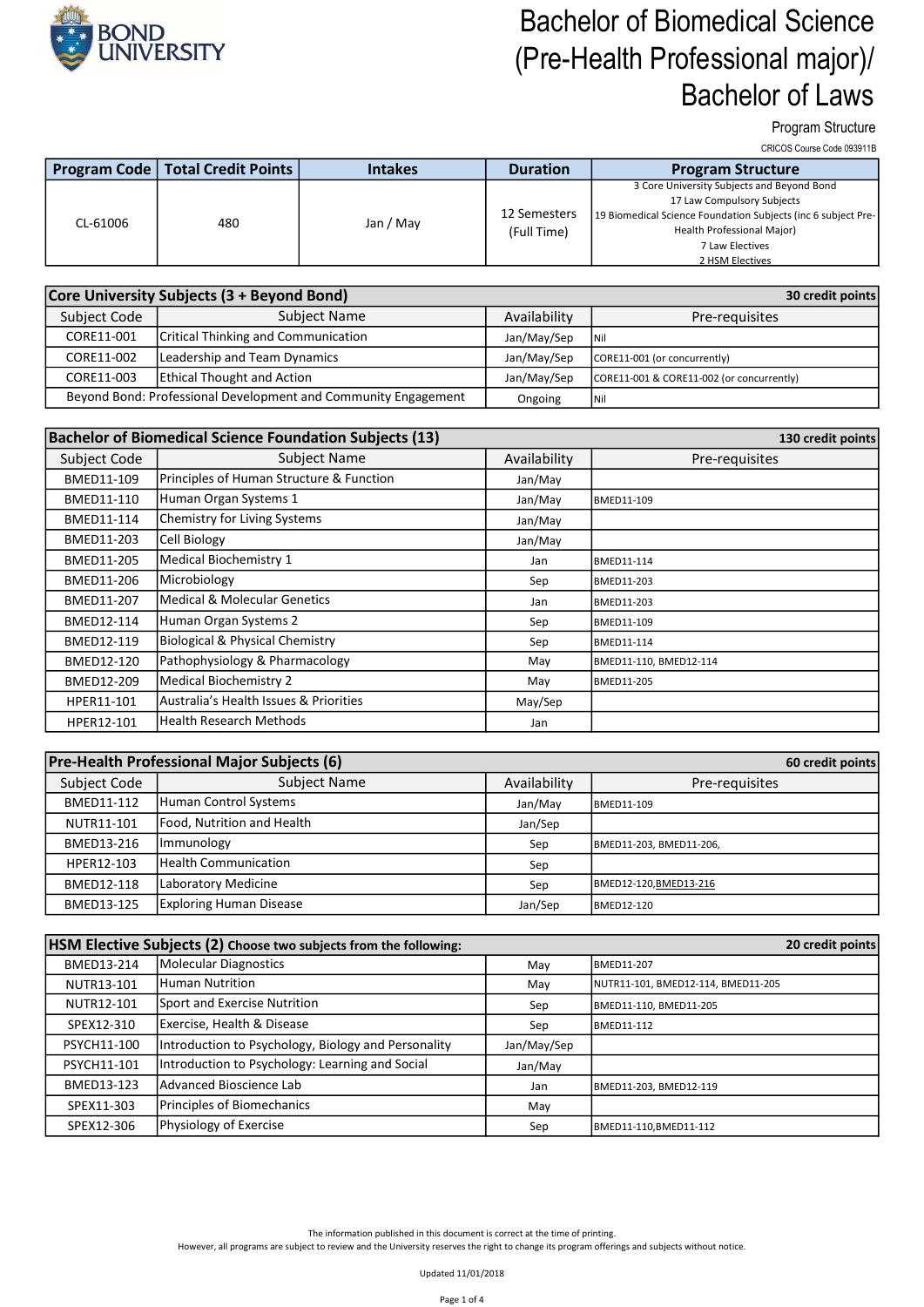# Bachelor of Biomedical Science (Pre-Health Professional major)/ Bachelor of Laws

Program Structure

CRICOS Course Code 093911B

| Program Code | Total Credit Points | Intakes | Duration | Program Structure |
|---|---|---|---|---|
| CL-61006 | 480 | Jan / May | 12 Semesters (Full Time) | 3 Core University Subjects and Beyond Bond<br>17 Law Compulsory Subjects<br>19 Biomedical Science Foundation Subjects (inc 6 subject Pre-Health Professional Major)<br>7 Law Electives<br>2 HSM Electives |

| Core University Subjects (3 + Beyond Bond) | | | 30 credit points |
|---|---|---|---|
| Subject Code | Subject Name | Availability | Pre-requisites |
| CORE11-001 | Critical Thinking and Communication | Jan/May/Sep | Nil |
| CORE11-002 | Leadership and Team Dynamics | Jan/May/Sep | CORE11-001 (or concurrently) |
| CORE11-003 | Ethical Thought and Action | Jan/May/Sep | CORE11-001 & CORE11-002 (or concurrently) |
| Beyond Bond: Professional Development and Community Engagement | | Ongoing | Nil |

| Bachelor of Biomedical Science Foundation Subjects (13) | | | 130 credit points |
|---|---|---|---|
| Subject Code | Subject Name | Availability | Pre-requisites |
| BMED11-109 | Principles of Human Structure & Function | Jan/May | |
| BMED11-110 | Human Organ Systems 1 | Jan/May | BMED11-109 |
| BMED11-114 | Chemistry for Living Systems | Jan/May | |
| BMED11-203 | Cell Biology | Jan/May | |
| BMED11-205 | Medical Biochemistry 1 | Jan | BMED11-114 |
| BMED11-206 | Microbiology | Sep | BMED11-203 |
| BMED11-207 | Medical & Molecular Genetics | Jan | BMED11-203 |
| BMED12-114 | Human Organ Systems 2 | Sep | BMED11-109 |
| BMED12-119 | Biological & Physical Chemistry | Sep | BMED11-114 |
| BMED12-120 | Pathophysiology & Pharmacology | May | BMED11-110, BMED12-114 |
| BMED12-209 | Medical Biochemistry 2 | May | BMED11-205 |
| HPER11-101 | Australia's Health Issues & Priorities | May/Sep | |
| HPER12-101 | Health Research Methods | Jan | |

| Pre-Health Professional Major Subjects (6) | | | 60 credit points |
|---|---|---|---|
| Subject Code | Subject Name | Availability | Pre-requisites |
| BMED11-112 | Human Control Systems | Jan/May | BMED11-109 |
| NUTR11-101 | Food, Nutrition and Health | Jan/Sep | |
| BMED13-216 | Immunology | Sep | BMED11-203, BMED11-206, |
| HPER12-103 | Health Communication | Sep | |
| BMED12-118 | Laboratory Medicine | Sep | BMED12-120,BMED13-216 |
| BMED13-125 | Exploring Human Disease | Jan/Sep | BMED12-120 |

| HSM Elective Subjects (2) Choose two subjects from the following: | | | 20 credit points |
|---|---|---|---|
| BMED13-214 | Molecular Diagnostics | May | BMED11-207 |
| NUTR13-101 | Human Nutrition | May | NUTR11-101, BMED12-114, BMED11-205 |
| NUTR12-101 | Sport and Exercise Nutrition | Sep | BMED11-110, BMED11-205 |
| SPEX12-310 | Exercise, Health & Disease | Sep | BMED11-112 |
| PSYCH11-100 | Introduction to Psychology, Biology and Personality | Jan/May/Sep | |
| PSYCH11-101 | Introduction to Psychology: Learning and Social | Jan/May | |
| BMED13-123 | Advanced Bioscience Lab | Jan | BMED11-203, BMED12-119 |
| SPEX11-303 | Principles of Biomechanics | May | |
| SPEX12-306 | Physiology of Exercise | Sep | BMED11-110,BMED11-112 |

The information published in this document is correct at the time of printing.
However, all programs are subject to review and the University reserves the right to change its program offerings and subjects without notice.

Updated 11/01/2018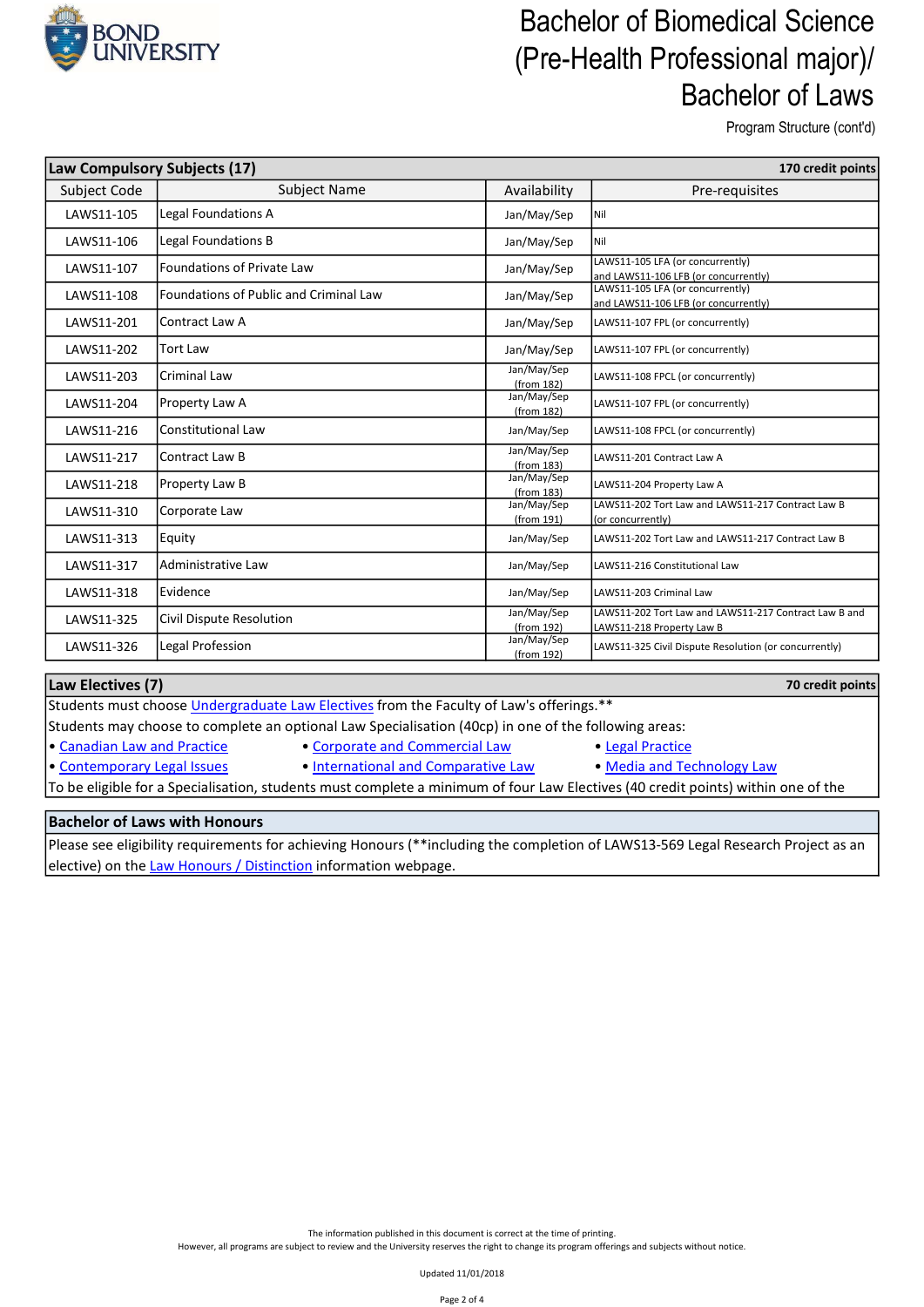# Bachelor of Biomedical Science (Pre-Health Professional major)/ Bachelor of Laws

Program Structure (cont'd)

| Law Compulsory Subjects (17) | | | 170 credit points |
|---|---|---|---|
| Subject Code | Subject Name | Availability | Pre-requisites |
| LAWS11-105 | Legal Foundations A | Jan/May/Sep | Nil |
| LAWS11-106 | Legal Foundations B | Jan/May/Sep | Nil |
| LAWS11-107 | Foundations of Private Law | Jan/May/Sep | LAWS11-105 LFA (or concurrently) and LAWS11-106 LFB (or concurrently) |
| LAWS11-108 | Foundations of Public and Criminal Law | Jan/May/Sep | LAWS11-105 LFA (or concurrently) and LAWS11-106 LFB (or concurrently) |
| LAWS11-201 | Contract Law A | Jan/May/Sep | LAWS11-107 FPL (or concurrently) |
| LAWS11-202 | Tort Law | Jan/May/Sep | LAWS11-107 FPL (or concurrently) |
| LAWS11-203 | Criminal Law | Jan/May/Sep (from 182) | LAWS11-108 FPCL (or concurrently) |
| LAWS11-204 | Property Law A | Jan/May/Sep (from 182) | LAWS11-107 FPL (or concurrently) |
| LAWS11-216 | Constitutional Law | Jan/May/Sep | LAWS11-108 FPCL (or concurrently) |
| LAWS11-217 | Contract Law B | Jan/May/Sep (from 183) | LAWS11-201 Contract Law A |
| LAWS11-218 | Property Law B | Jan/May/Sep (from 183) | LAWS11-204 Property Law A |
| LAWS11-310 | Corporate Law | Jan/May/Sep (from 191) | LAWS11-202 Tort Law and LAWS11-217 Contract Law B (or concurrently) |
| LAWS11-313 | Equity | Jan/May/Sep | LAWS11-202 Tort Law and LAWS11-217 Contract Law B |
| LAWS11-317 | Administrative Law | Jan/May/Sep | LAWS11-216 Constitutional Law |
| LAWS11-318 | Evidence | Jan/May/Sep | LAWS11-203 Criminal Law |
| LAWS11-325 | Civil Dispute Resolution | Jan/May/Sep (from 192) | LAWS11-202 Tort Law and LAWS11-217 Contract Law B and LAWS11-218 Property Law B |
| LAWS11-326 | Legal Profession | Jan/May/Sep (from 192) | LAWS11-325 Civil Dispute Resolution (or concurrently) |

## Law Electives (7) — 70 credit points

Students must choose Undergraduate Law Electives from the Faculty of Law's offerings.**

Students may choose to complete an optional Law Specialisation (40cp) in one of the following areas:

- Canadian Law and Practice
- Corporate and Commercial Law
- Legal Practice
- Contemporary Legal Issues
- International and Comparative Law
- Media and Technology Law

To be eligible for a Specialisation, students must complete a minimum of four Law Electives (40 credit points) within one of the

## Bachelor of Laws with Honours

Please see eligibility requirements for achieving Honours (**including the completion of LAWS13-569 Legal Research Project as an elective) on the Law Honours / Distinction information webpage.

The information published in this document is correct at the time of printing.
However, all programs are subject to review and the University reserves the right to change its program offerings and subjects without notice.

Updated 11/01/2018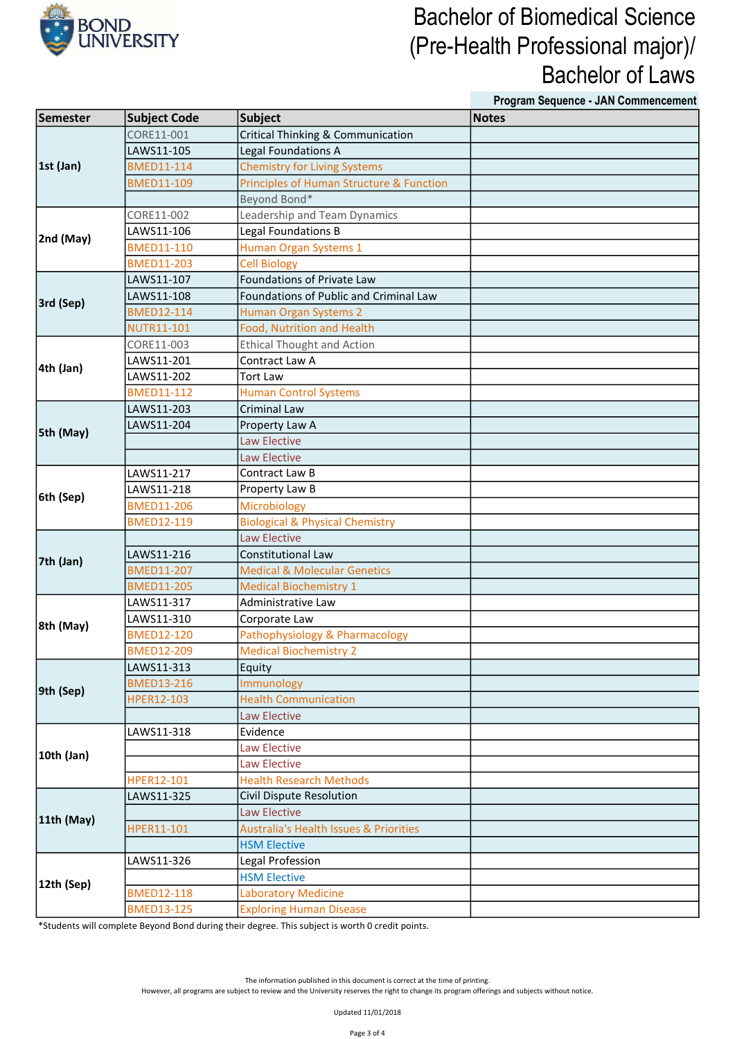# Bachelor of Biomedical Science (Pre-Health Professional major)/ Bachelor of Laws

**Program Sequence - JAN Commencement**

| Semester | Subject Code | Subject | Notes |
|---|---|---|---|
| 1st (Jan) | CORE11-001 | Critical Thinking & Communication | |
| | LAWS11-105 | Legal Foundations A | |
| | BMED11-114 | Chemistry for Living Systems | |
| | BMED11-109 | Principles of Human Structure & Function | |
| | | Beyond Bond* | |
| 2nd (May) | CORE11-002 | Leadership and Team Dynamics | |
| | LAWS11-106 | Legal Foundations B | |
| | BMED11-110 | Human Organ Systems 1 | |
| | BMED11-203 | Cell Biology | |
| 3rd (Sep) | LAWS11-107 | Foundations of Private Law | |
| | LAWS11-108 | Foundations of Public and Criminal Law | |
| | BMED12-114 | Human Organ Systems 2 | |
| | NUTR11-101 | Food, Nutrition and Health | |
| 4th (Jan) | CORE11-003 | Ethical Thought and Action | |
| | LAWS11-201 | Contract Law A | |
| | LAWS11-202 | Tort Law | |
| | BMED11-112 | Human Control Systems | |
| 5th (May) | LAWS11-203 | Criminal Law | |
| | LAWS11-204 | Property Law A | |
| | | Law Elective | |
| | | Law Elective | |
| 6th (Sep) | LAWS11-217 | Contract Law B | |
| | LAWS11-218 | Property Law B | |
| | BMED11-206 | Microbiology | |
| | BMED12-119 | Biological & Physical Chemistry | |
| 7th (Jan) | | Law Elective | |
| | LAWS11-216 | Constitutional Law | |
| | BMED11-207 | Medical & Molecular Genetics | |
| | BMED11-205 | Medical Biochemistry 1 | |
| 8th (May) | LAWS11-317 | Administrative Law | |
| | LAWS11-310 | Corporate Law | |
| | BMED12-120 | Pathophysiology & Pharmacology | |
| | BMED12-209 | Medical Biochemistry 2 | |
| 9th (Sep) | LAWS11-313 | Equity | |
| | BMED13-216 | Immunology | |
| | HPER12-103 | Health Communication | |
| | | Law Elective | |
| 10th (Jan) | LAWS11-318 | Evidence | |
| | | Law Elective | |
| | | Law Elective | |
| | HPER12-101 | Health Research Methods | |
| 11th (May) | LAWS11-325 | Civil Dispute Resolution | |
| | | Law Elective | |
| | HPER11-101 | Australia's Health Issues & Priorities | |
| | | HSM Elective | |
| 12th (Sep) | LAWS11-326 | Legal Profession | |
| | | HSM Elective | |
| | BMED12-118 | Laboratory Medicine | |
| | BMED13-125 | Exploring Human Disease | |

*Students will complete Beyond Bond during their degree. This subject is worth 0 credit points.

The information published in this document is correct at the time of printing.
However, all programs are subject to review and the University reserves the right to change its program offerings and subjects without notice.

Updated 11/01/2018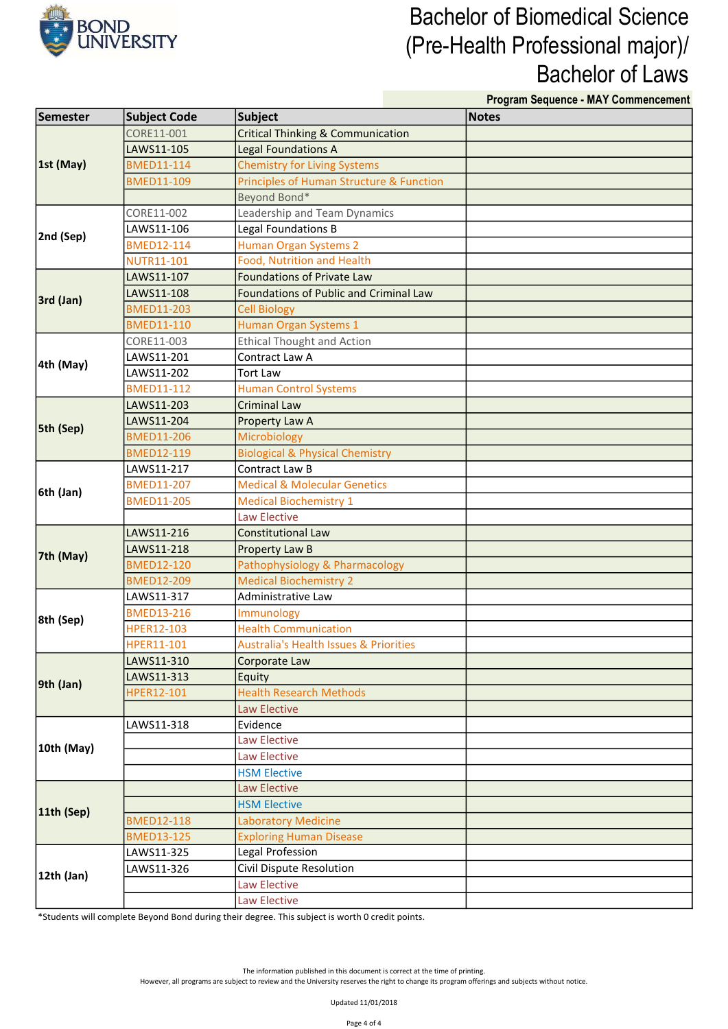# Bachelor of Biomedical Science (Pre-Health Professional major)/ Bachelor of Laws

**Program Sequence - MAY Commencement**

| Semester | Subject Code | Subject | Notes |
|---|---|---|---|
| 1st (May) | CORE11-001 | Critical Thinking & Communication | |
| | LAWS11-105 | Legal Foundations A | |
| | BMED11-114 | Chemistry for Living Systems | |
| | BMED11-109 | Principles of Human Structure & Function | |
| | | Beyond Bond* | |
| 2nd (Sep) | CORE11-002 | Leadership and Team Dynamics | |
| | LAWS11-106 | Legal Foundations B | |
| | BMED12-114 | Human Organ Systems 2 | |
| | NUTR11-101 | Food, Nutrition and Health | |
| 3rd (Jan) | LAWS11-107 | Foundations of Private Law | |
| | LAWS11-108 | Foundations of Public and Criminal Law | |
| | BMED11-203 | Cell Biology | |
| | BMED11-110 | Human Organ Systems 1 | |
| 4th (May) | CORE11-003 | Ethical Thought and Action | |
| | LAWS11-201 | Contract Law A | |
| | LAWS11-202 | Tort Law | |
| | BMED11-112 | Human Control Systems | |
| 5th (Sep) | LAWS11-203 | Criminal Law | |
| | LAWS11-204 | Property Law A | |
| | BMED11-206 | Microbiology | |
| | BMED12-119 | Biological & Physical Chemistry | |
| 6th (Jan) | LAWS11-217 | Contract Law B | |
| | BMED11-207 | Medical & Molecular Genetics | |
| | BMED11-205 | Medical Biochemistry 1 | |
| | | Law Elective | |
| 7th (May) | LAWS11-216 | Constitutional Law | |
| | LAWS11-218 | Property Law B | |
| | BMED12-120 | Pathophysiology & Pharmacology | |
| | BMED12-209 | Medical Biochemistry 2 | |
| 8th (Sep) | LAWS11-317 | Administrative Law | |
| | BMED13-216 | Immunology | |
| | HPER12-103 | Health Communication | |
| | HPER11-101 | Australia's Health Issues & Priorities | |
| 9th (Jan) | LAWS11-310 | Corporate Law | |
| | LAWS11-313 | Equity | |
| | HPER12-101 | Health Research Methods | |
| | | Law Elective | |
| 10th (May) | LAWS11-318 | Evidence | |
| | | Law Elective | |
| | | Law Elective | |
| | | HSM Elective | |
| 11th (Sep) | | Law Elective | |
| | | HSM Elective | |
| | BMED12-118 | Laboratory Medicine | |
| | BMED13-125 | Exploring Human Disease | |
| 12th (Jan) | LAWS11-325 | Legal Profession | |
| | LAWS11-326 | Civil Dispute Resolution | |
| | | Law Elective | |
| | | Law Elective | |

*Students will complete Beyond Bond during their degree. This subject is worth 0 credit points.

The information published in this document is correct at the time of printing.
However, all programs are subject to review and the University reserves the right to change its program offerings and subjects without notice.

Updated 11/01/2018